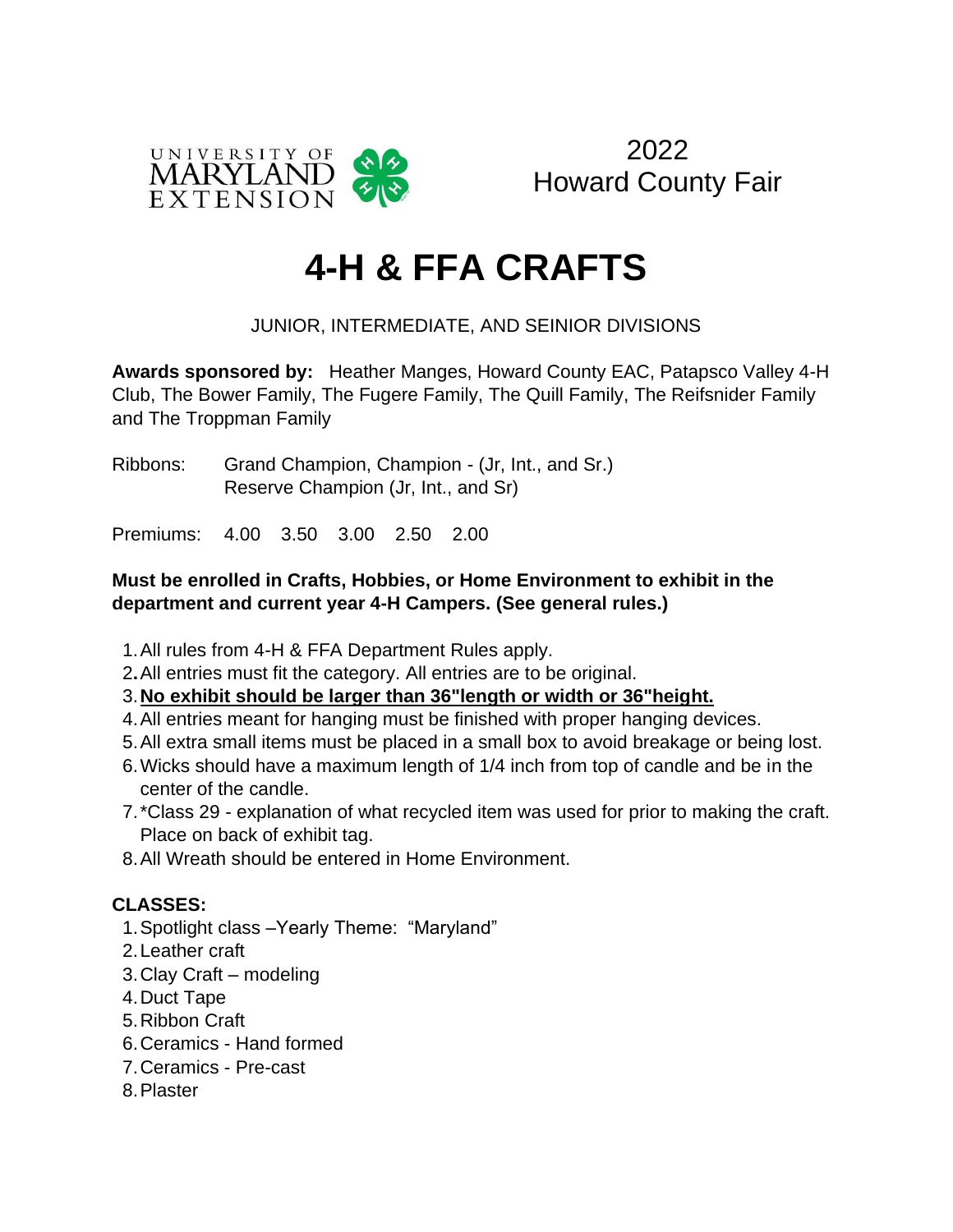UNIVERSITY OF MARYLAND EXTENSION

2022
Howard County Fair

# 4-H & FFA CRAFTS

JUNIOR, INTERMEDIATE, AND SEINIOR DIVISIONS

**Awards sponsored by:** Heather Manges, Howard County EAC, Patapsco Valley 4-H Club, The Bower Family, The Fugere Family, The Quill Family, The Reifsnider Family and The Troppman Family

Ribbons: Grand Champion, Champion - (Jr, Int., and Sr.)
Reserve Champion (Jr, Int., and Sr)

Premiums: 4.00 3.50 3.00 2.50 2.00

**Must be enrolled in Crafts, Hobbies, or Home Environment to exhibit in the department and current year 4-H Campers. (See general rules.)**

1. All rules from 4-H & FFA Department Rules apply.
2. All entries must fit the category. All entries are to be original.
3. **No exhibit should be larger than 36"length or width or 36"height.**
4. All entries meant for hanging must be finished with proper hanging devices.
5. All extra small items must be placed in a small box to avoid breakage or being lost.
6. Wicks should have a maximum length of 1/4 inch from top of candle and be in the center of the candle.
7. *Class 29 - explanation of what recycled item was used for prior to making the craft. Place on back of exhibit tag.
8. All Wreath should be entered in Home Environment.

**CLASSES:**

1. Spotlight class –Yearly Theme: "Maryland"
2. Leather craft
3. Clay Craft – modeling
4. Duct Tape
5. Ribbon Craft
6. Ceramics - Hand formed
7. Ceramics - Pre-cast
8. Plaster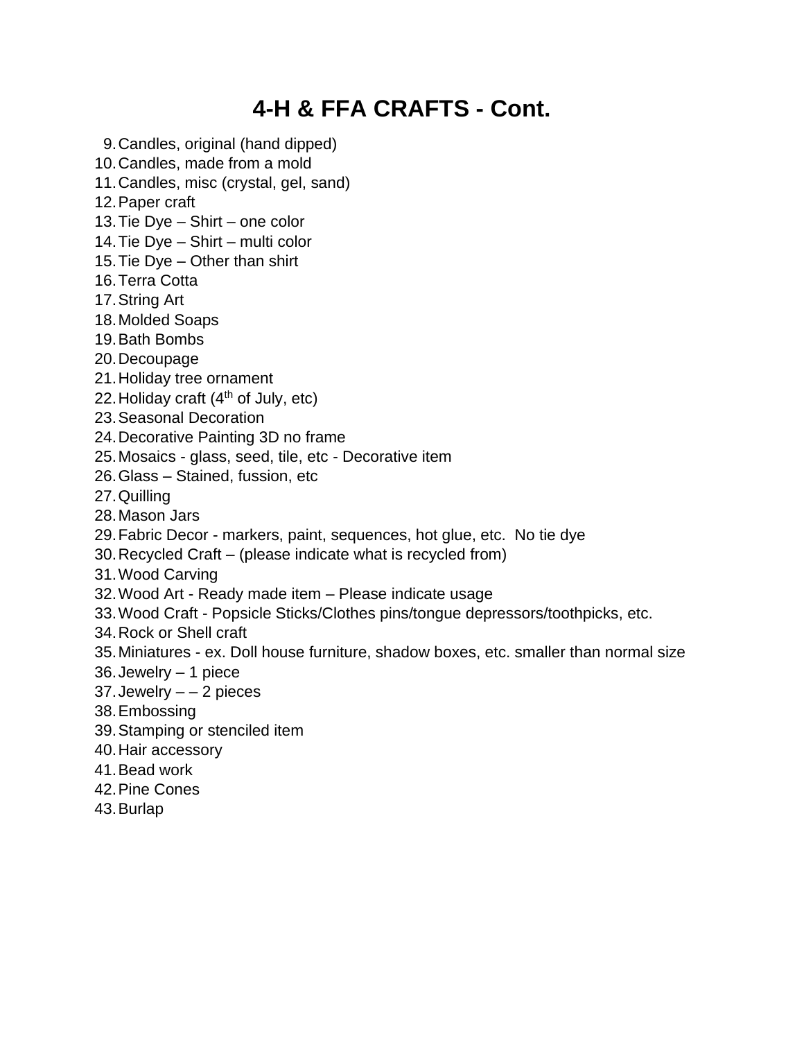# 4-H & FFA CRAFTS - Cont.

9. Candles, original (hand dipped)
10. Candles, made from a mold
11. Candles, misc (crystal, gel, sand)
12. Paper craft
13. Tie Dye – Shirt – one color
14. Tie Dye – Shirt – multi color
15. Tie Dye – Other than shirt
16. Terra Cotta
17. String Art
18. Molded Soaps
19. Bath Bombs
20. Decoupage
21. Holiday tree ornament
22. Holiday craft (4th of July, etc)
23. Seasonal Decoration
24. Decorative Painting 3D no frame
25. Mosaics - glass, seed, tile, etc - Decorative item
26. Glass – Stained, fussion, etc
27. Quilling
28. Mason Jars
29. Fabric Decor - markers, paint, sequences, hot glue, etc. No tie dye
30. Recycled Craft – (please indicate what is recycled from)
31. Wood Carving
32. Wood Art - Ready made item – Please indicate usage
33. Wood Craft - Popsicle Sticks/Clothes pins/tongue depressors/toothpicks, etc.
34. Rock or Shell craft
35. Miniatures - ex. Doll house furniture, shadow boxes, etc. smaller than normal size
36. Jewelry – 1 piece
37. Jewelry – – 2 pieces
38. Embossing
39. Stamping or stenciled item
40. Hair accessory
41. Bead work
42. Pine Cones
43. Burlap